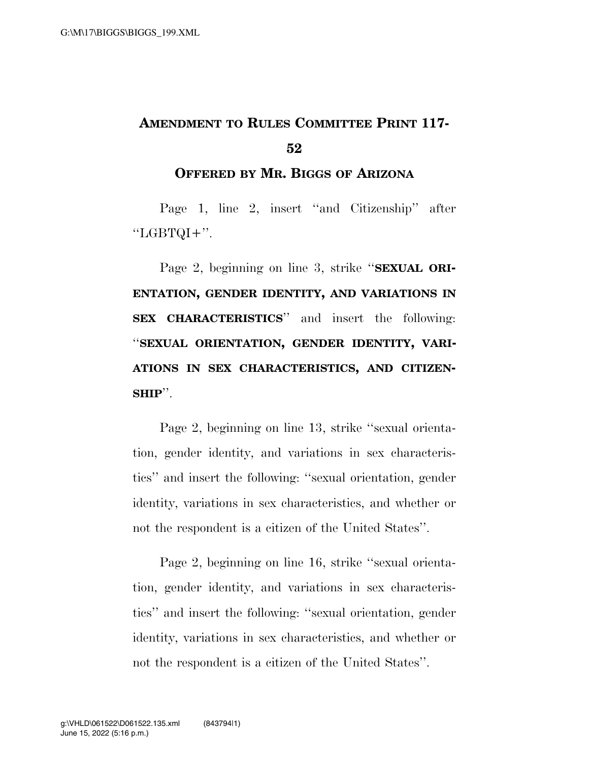# AMENDMENT TO RULES COMMITTEE PRINT 117-52

## OFFERED BY MR. BIGGS OF ARIZONA

Page 1, line 2, insert ''and Citizenship'' after ''LGBTQI+''.

Page 2, beginning on line 3, strike ''**SEXUAL ORIENTATION, GENDER IDENTITY, AND VARIATIONS IN SEX CHARACTERISTICS**'' and insert the following: ''**SEXUAL ORIENTATION, GENDER IDENTITY, VARIATIONS IN SEX CHARACTERISTICS, AND CITIZENSHIP**''.

Page 2, beginning on line 13, strike ''sexual orientation, gender identity, and variations in sex characteristics'' and insert the following: ''sexual orientation, gender identity, variations in sex characteristics, and whether or not the respondent is a citizen of the United States''.

Page 2, beginning on line 16, strike ''sexual orientation, gender identity, and variations in sex characteristics'' and insert the following: ''sexual orientation, gender identity, variations in sex characteristics, and whether or not the respondent is a citizen of the United States''.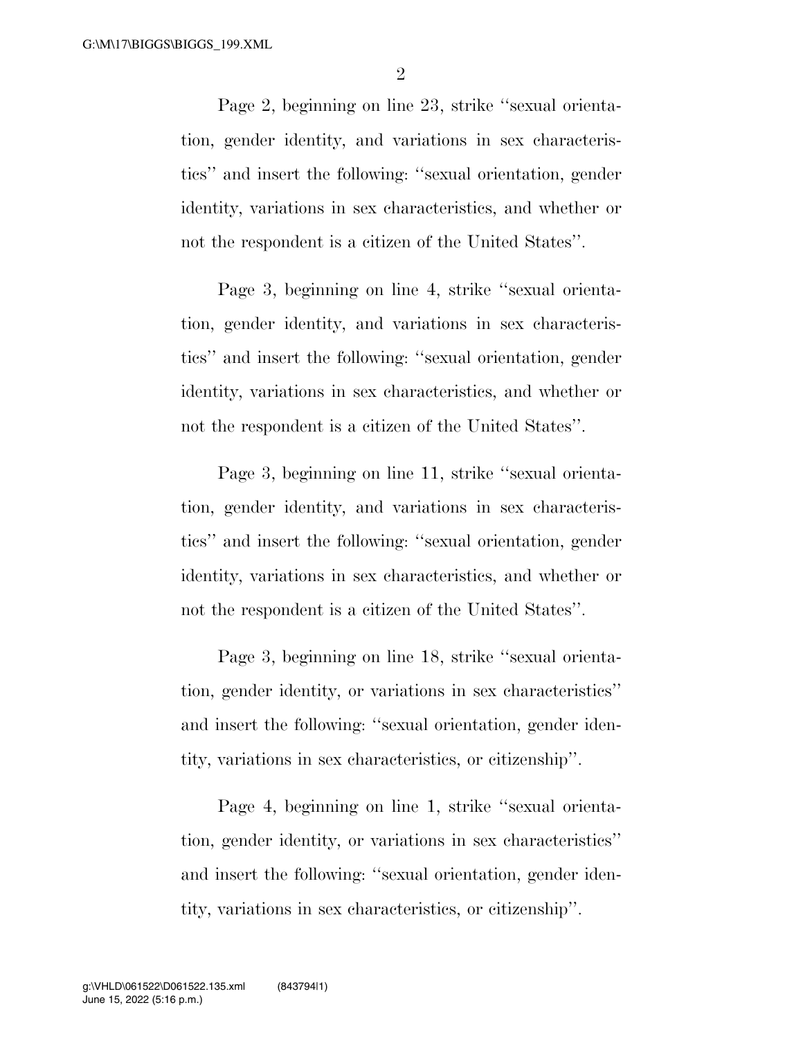Page 2, beginning on line 23, strike ''sexual orientation, gender identity, and variations in sex characteristics'' and insert the following: ''sexual orientation, gender identity, variations in sex characteristics, and whether or not the respondent is a citizen of the United States''.

Page 3, beginning on line 4, strike ''sexual orientation, gender identity, and variations in sex characteristics'' and insert the following: ''sexual orientation, gender identity, variations in sex characteristics, and whether or not the respondent is a citizen of the United States''.

Page 3, beginning on line 11, strike ''sexual orientation, gender identity, and variations in sex characteristics'' and insert the following: ''sexual orientation, gender identity, variations in sex characteristics, and whether or not the respondent is a citizen of the United States''.

Page 3, beginning on line 18, strike ''sexual orientation, gender identity, or variations in sex characteristics'' and insert the following: ''sexual orientation, gender identity, variations in sex characteristics, or citizenship''.

Page 4, beginning on line 1, strike ''sexual orientation, gender identity, or variations in sex characteristics'' and insert the following: ''sexual orientation, gender identity, variations in sex characteristics, or citizenship''.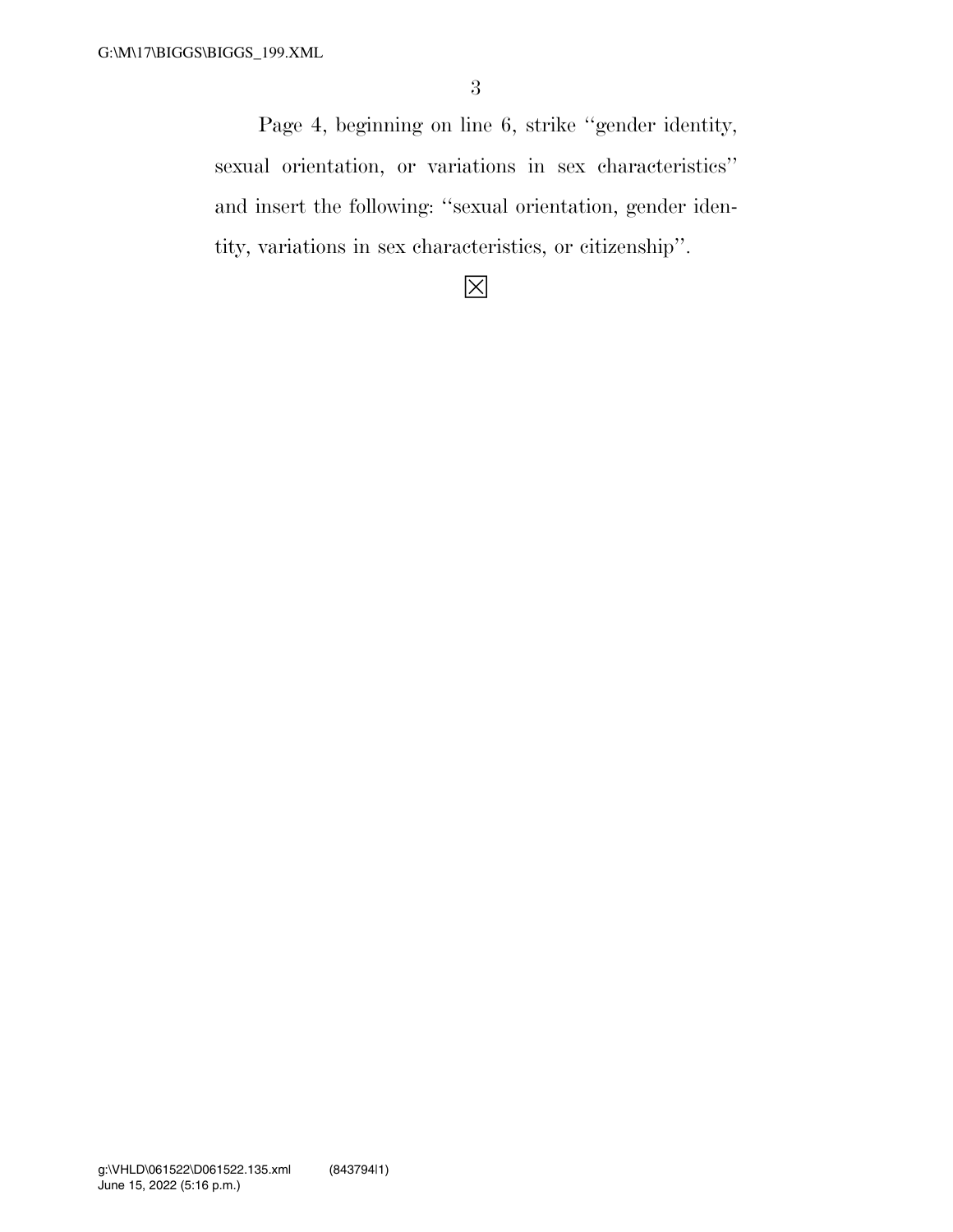Page 4, beginning on line 6, strike ''gender identity, sexual orientation, or variations in sex characteristics'' and insert the following: ''sexual orientation, gender identity, variations in sex characteristics, or citizenship''.

☒